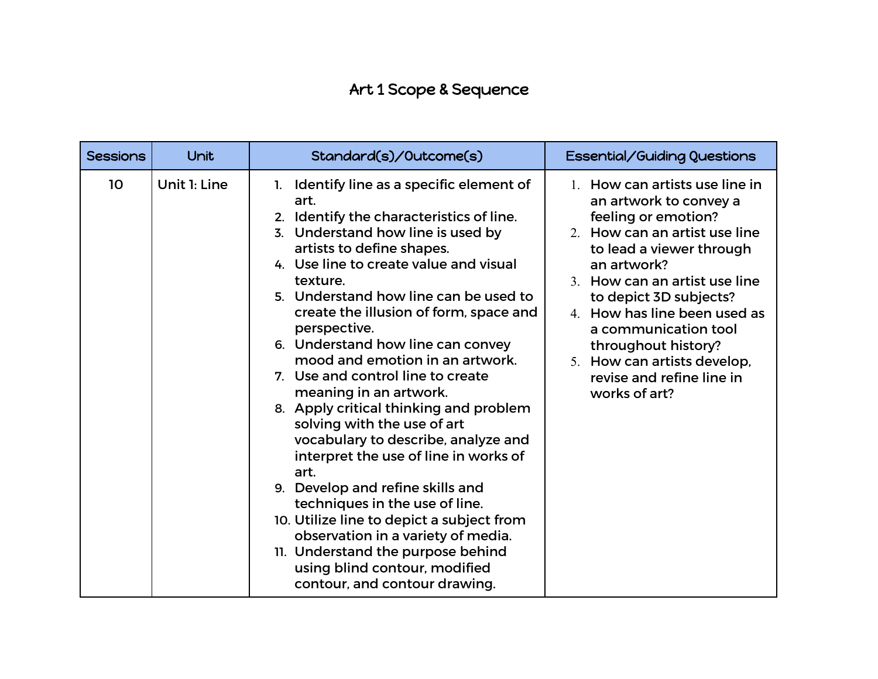# Art 1 Scope & Sequence

| Sessions | Unit | Standard(s)/Outcome(s) | Essential/Guiding Questions |
|---|---|---|---|
| 10 | Unit 1: Line | 1. Identify line as a specific element of art.<br>2. Identify the characteristics of line.<br>3. Understand how line is used by artists to define shapes.<br>4. Use line to create value and visual texture.<br>5. Understand how line can be used to create the illusion of form, space and perspective.<br>6. Understand how line can convey mood and emotion in an artwork.<br>7. Use and control line to create meaning in an artwork.<br>8. Apply critical thinking and problem solving with the use of art vocabulary to describe, analyze and interpret the use of line in works of art.<br>9. Develop and refine skills and techniques in the use of line.<br>10. Utilize line to depict a subject from observation in a variety of media.<br>11. Understand the purpose behind using blind contour, modified contour, and contour drawing. | 1. How can artists use line in an artwork to convey a feeling or emotion?<br>2. How can an artist use line to lead a viewer through an artwork?<br>3. How can an artist use line to depict 3D subjects?<br>4. How has line been used as a communication tool throughout history?<br>5. How can artists develop, revise and refine line in works of art? |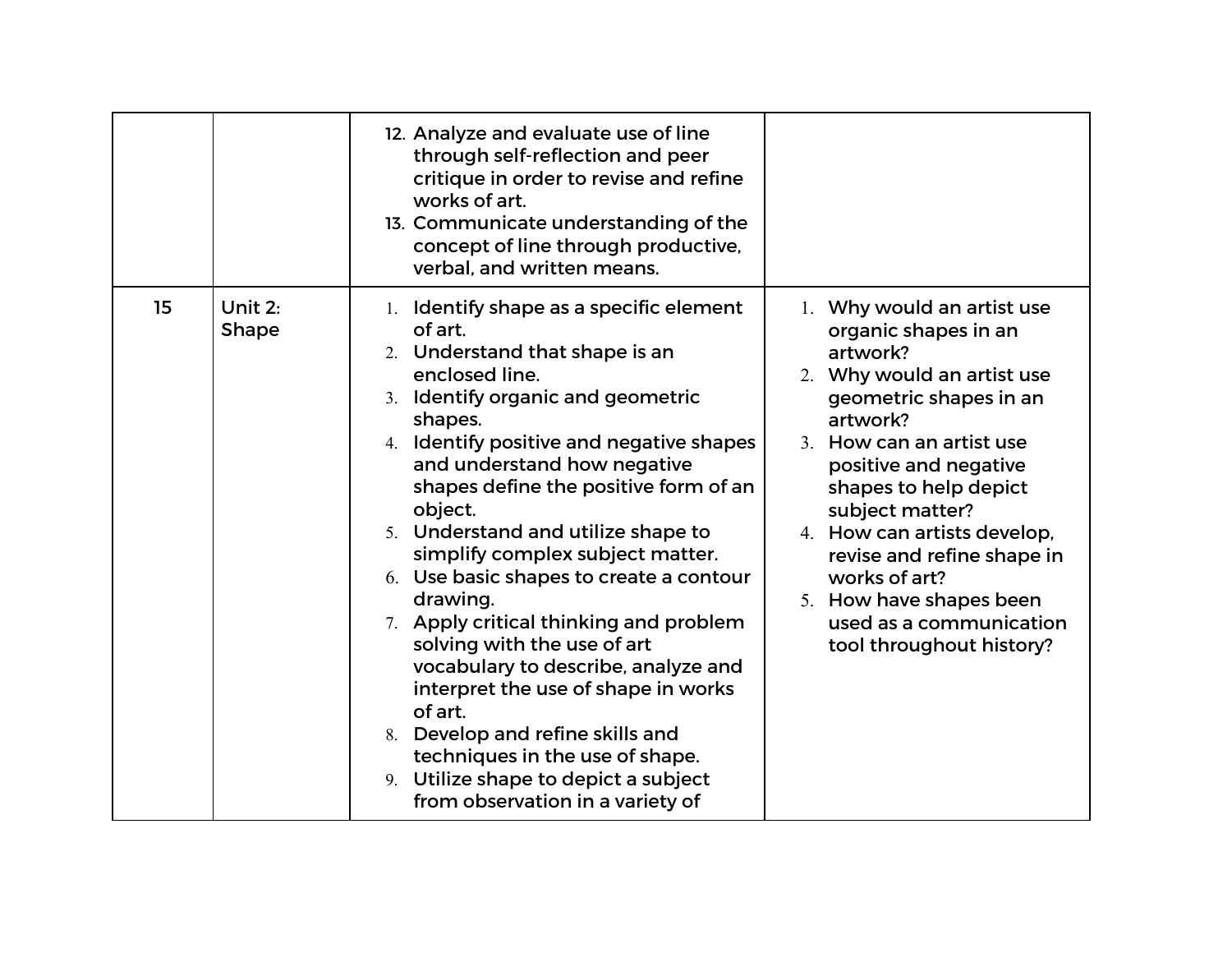| | | | |
|---|---|---|---|
| | | 12. Analyze and evaluate use of line through self-reflection and peer critique in order to revise and refine works of art.<br>13. Communicate understanding of the concept of line through productive, verbal, and written means. | |
| 15 | Unit 2: Shape | 1. Identify shape as a specific element of art.<br>2. Understand that shape is an enclosed line.<br>3. Identify organic and geometric shapes.<br>4. Identify positive and negative shapes and understand how negative shapes define the positive form of an object.<br>5. Understand and utilize shape to simplify complex subject matter.<br>6. Use basic shapes to create a contour drawing.<br>7. Apply critical thinking and problem solving with the use of art vocabulary to describe, analyze and interpret the use of shape in works of art.<br>8. Develop and refine skills and techniques in the use of shape.<br>9. Utilize shape to depict a subject from observation in a variety of | 1. Why would an artist use organic shapes in an artwork?<br>2. Why would an artist use geometric shapes in an artwork?<br>3. How can an artist use positive and negative shapes to help depict subject matter?<br>4. How can artists develop, revise and refine shape in works of art?<br>5. How have shapes been used as a communication tool throughout history? |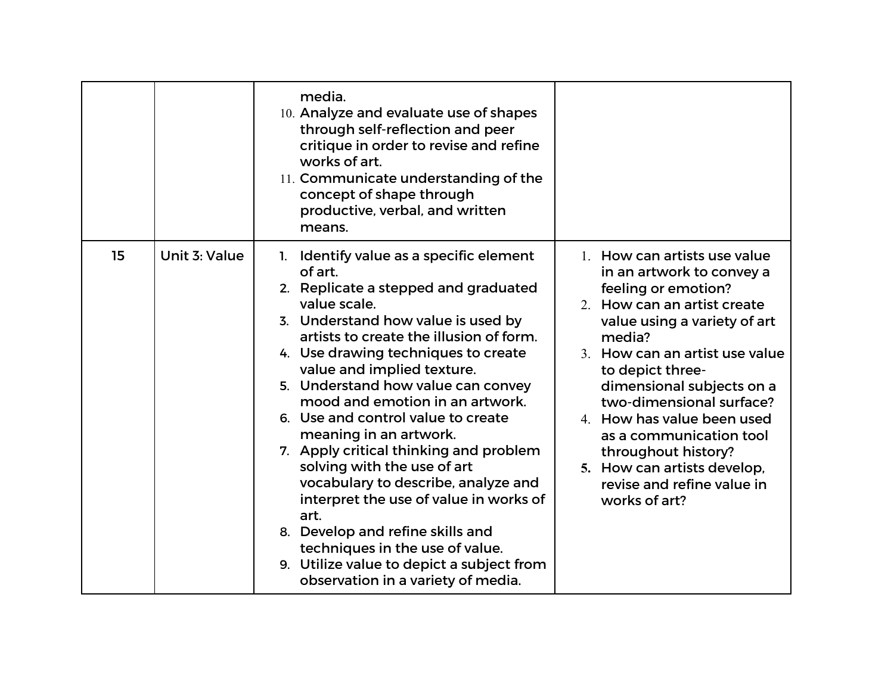| | | | |
|---|---|---|---|
| | | media.<br>10. Analyze and evaluate use of shapes through self-reflection and peer critique in order to revise and refine works of art.<br>11. Communicate understanding of the concept of shape through productive, verbal, and written means. | |
| 15 | Unit 3: Value | 1. Identify value as a specific element of art.<br>2. Replicate a stepped and graduated value scale.<br>3. Understand how value is used by artists to create the illusion of form.<br>4. Use drawing techniques to create value and implied texture.<br>5. Understand how value can convey mood and emotion in an artwork.<br>6. Use and control value to create meaning in an artwork.<br>7. Apply critical thinking and problem solving with the use of art vocabulary to describe, analyze and interpret the use of value in works of art.<br>8. Develop and refine skills and techniques in the use of value.<br>9. Utilize value to depict a subject from observation in a variety of media. | 1. How can artists use value in an artwork to convey a feeling or emotion?<br>2. How can an artist create value using a variety of art media?<br>3. How can an artist use value to depict three-dimensional subjects on a two-dimensional surface?<br>4. How has value been used as a communication tool throughout history?<br>5. How can artists develop, revise and refine value in works of art? |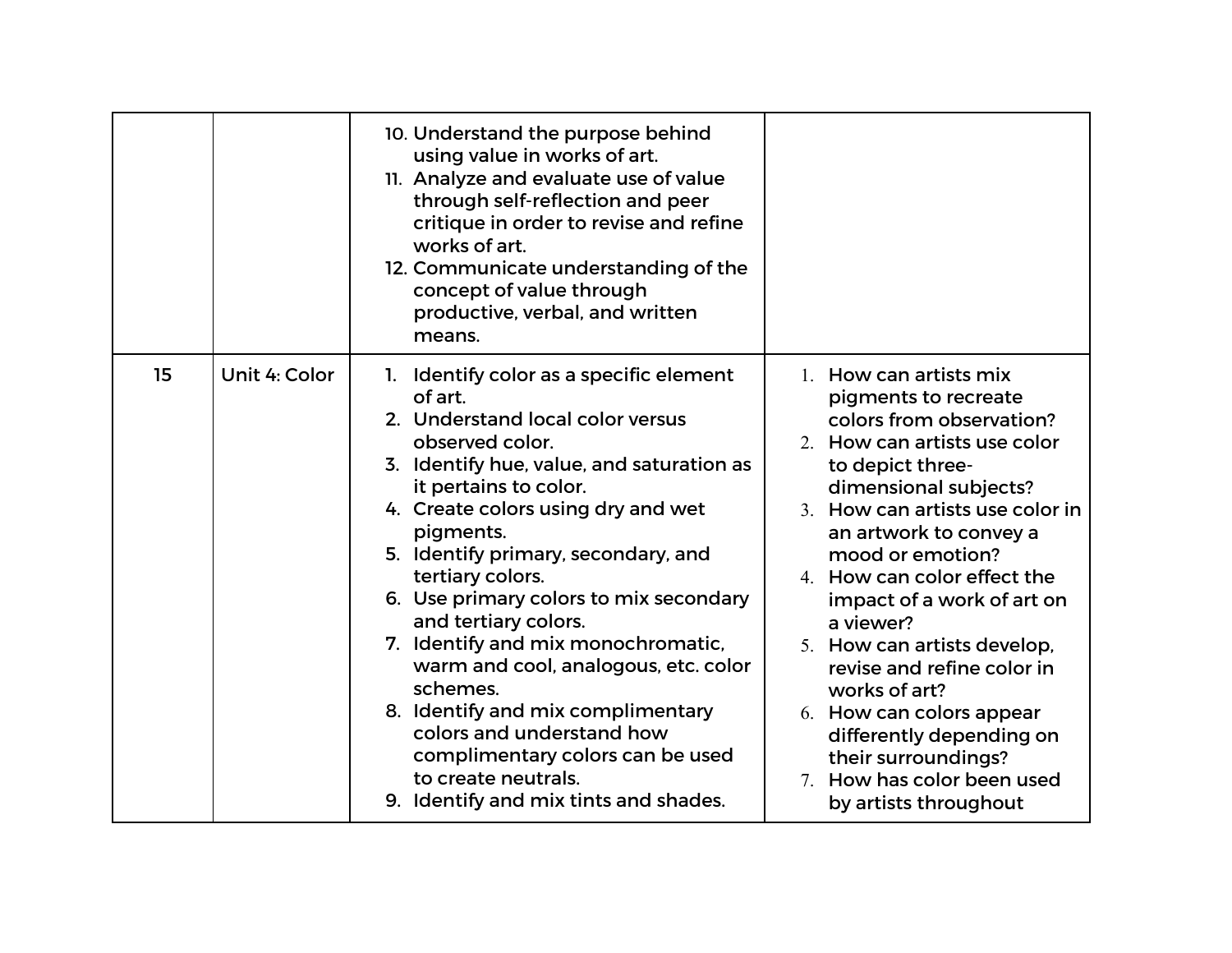| | | | |
|---|---|---|---|
| | | 10. Understand the purpose behind using value in works of art.<br>11. Analyze and evaluate use of value through self-reflection and peer critique in order to revise and refine works of art.<br>12. Communicate understanding of the concept of value through productive, verbal, and written means. | |
| 15 | Unit 4: Color | 1. Identify color as a specific element of art.<br>2. Understand local color versus observed color.<br>3. Identify hue, value, and saturation as it pertains to color.<br>4. Create colors using dry and wet pigments.<br>5. Identify primary, secondary, and tertiary colors.<br>6. Use primary colors to mix secondary and tertiary colors.<br>7. Identify and mix monochromatic, warm and cool, analogous, etc. color schemes.<br>8. Identify and mix complimentary colors and understand how complimentary colors can be used to create neutrals.<br>9. Identify and mix tints and shades. | 1. How can artists mix pigments to recreate colors from observation?<br>2. How can artists use color to depict three-dimensional subjects?<br>3. How can artists use color in an artwork to convey a mood or emotion?<br>4. How can color effect the impact of a work of art on a viewer?<br>5. How can artists develop, revise and refine color in works of art?<br>6. How can colors appear differently depending on their surroundings?<br>7. How has color been used by artists throughout |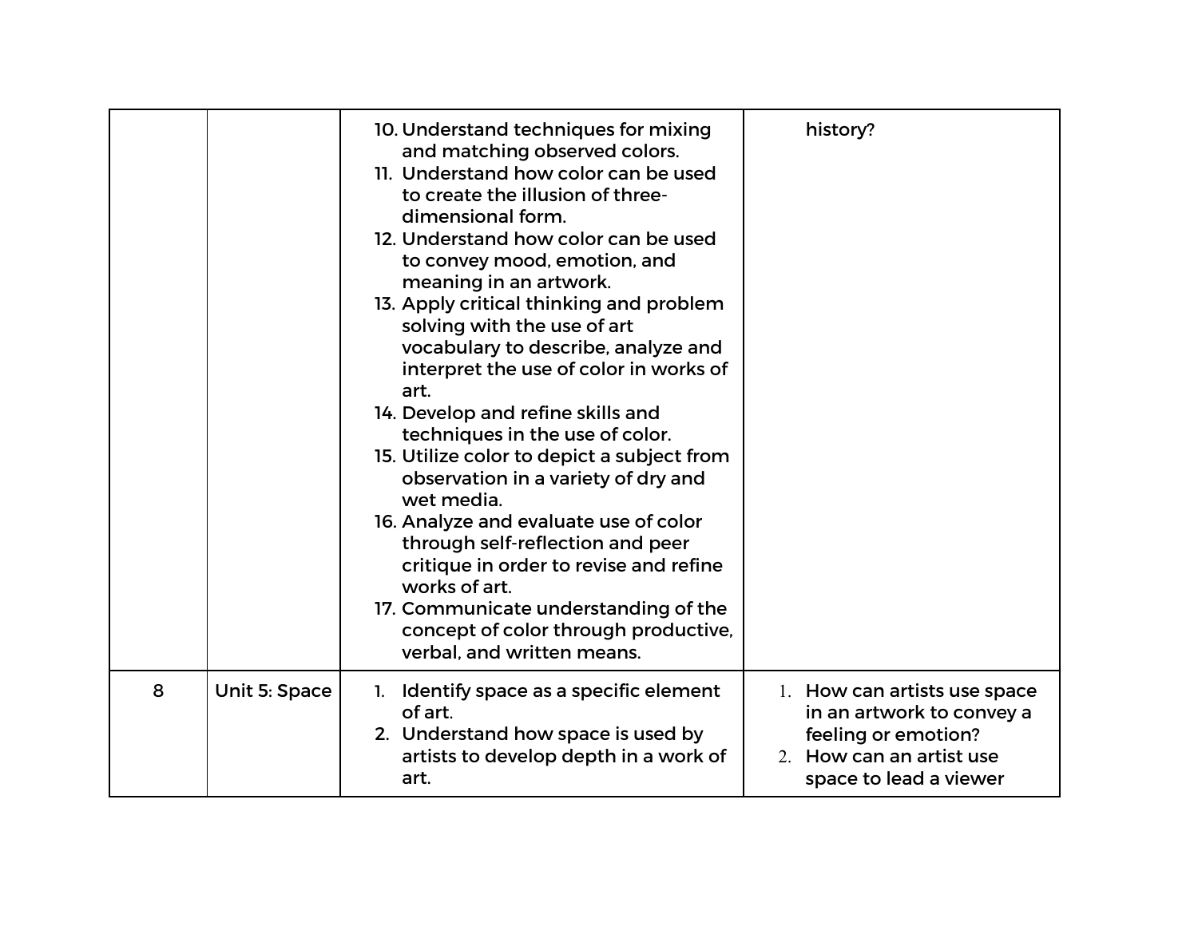| | | | |
|---|---|---|---|
| | | 10. Understand techniques for mixing and matching observed colors.<br>11. Understand how color can be used to create the illusion of three-dimensional form.<br>12. Understand how color can be used to convey mood, emotion, and meaning in an artwork.<br>13. Apply critical thinking and problem solving with the use of art vocabulary to describe, analyze and interpret the use of color in works of art.<br>14. Develop and refine skills and techniques in the use of color.<br>15. Utilize color to depict a subject from observation in a variety of dry and wet media.<br>16. Analyze and evaluate use of color through self-reflection and peer critique in order to revise and refine works of art.<br>17. Communicate understanding of the concept of color through productive, verbal, and written means. | history? |
| 8 | Unit 5: Space | 1. Identify space as a specific element of art.<br>2. Understand how space is used by artists to develop depth in a work of art. | 1. How can artists use space in an artwork to convey a feeling or emotion?<br>2. How can an artist use space to lead a viewer |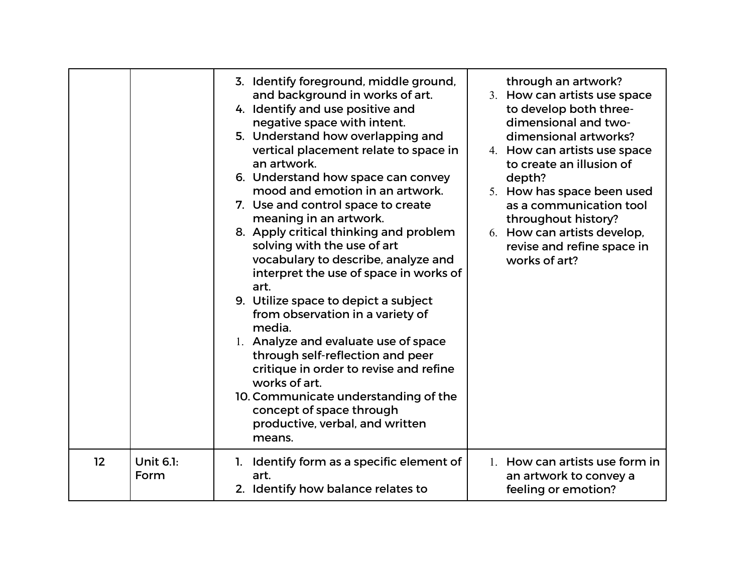| | | | |
|---|---|---|---|
| | | 3. Identify foreground, middle ground, and background in works of art.<br>4. Identify and use positive and negative space with intent.<br>5. Understand how overlapping and vertical placement relate to space in an artwork.<br>6. Understand how space can convey mood and emotion in an artwork.<br>7. Use and control space to create meaning in an artwork.<br>8. Apply critical thinking and problem solving with the use of art vocabulary to describe, analyze and interpret the use of space in works of art.<br>9. Utilize space to depict a subject from observation in a variety of media.<br>1. Analyze and evaluate use of space through self-reflection and peer critique in order to revise and refine works of art.<br>10. Communicate understanding of the concept of space through productive, verbal, and written means. | through an artwork?<br>3. How can artists use space to develop both three-dimensional and two-dimensional artworks?<br>4. How can artists use space to create an illusion of depth?<br>5. How has space been used as a communication tool throughout history?<br>6. How can artists develop, revise and refine space in works of art? |
| 12 | Unit 6.1: Form | 1. Identify form as a specific element of art.<br>2. Identify how balance relates to | 1. How can artists use form in an artwork to convey a feeling or emotion? |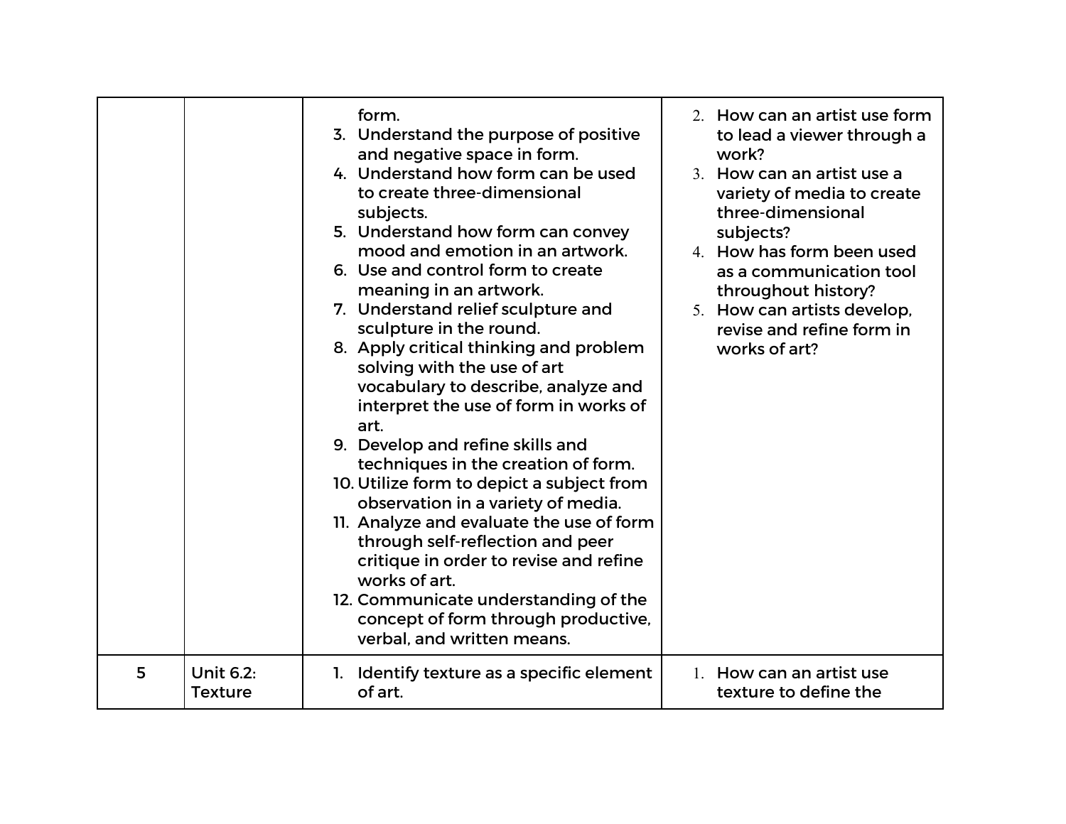| | | | |
|---|---|---|---|
| | | form.<br>3. Understand the purpose of positive and negative space in form.<br>4. Understand how form can be used to create three-dimensional subjects.<br>5. Understand how form can convey mood and emotion in an artwork.<br>6. Use and control form to create meaning in an artwork.<br>7. Understand relief sculpture and sculpture in the round.<br>8. Apply critical thinking and problem solving with the use of art vocabulary to describe, analyze and interpret the use of form in works of art.<br>9. Develop and refine skills and techniques in the creation of form.<br>10. Utilize form to depict a subject from observation in a variety of media.<br>11. Analyze and evaluate the use of form through self-reflection and peer critique in order to revise and refine works of art.<br>12. Communicate understanding of the concept of form through productive, verbal, and written means. | 2. How can an artist use form to lead a viewer through a work?<br>3. How can an artist use a variety of media to create three-dimensional subjects?<br>4. How has form been used as a communication tool throughout history?<br>5. How can artists develop, revise and refine form in works of art? |
| 5 | Unit 6.2: Texture | 1. Identify texture as a specific element of art. | 1. How can an artist use texture to define the |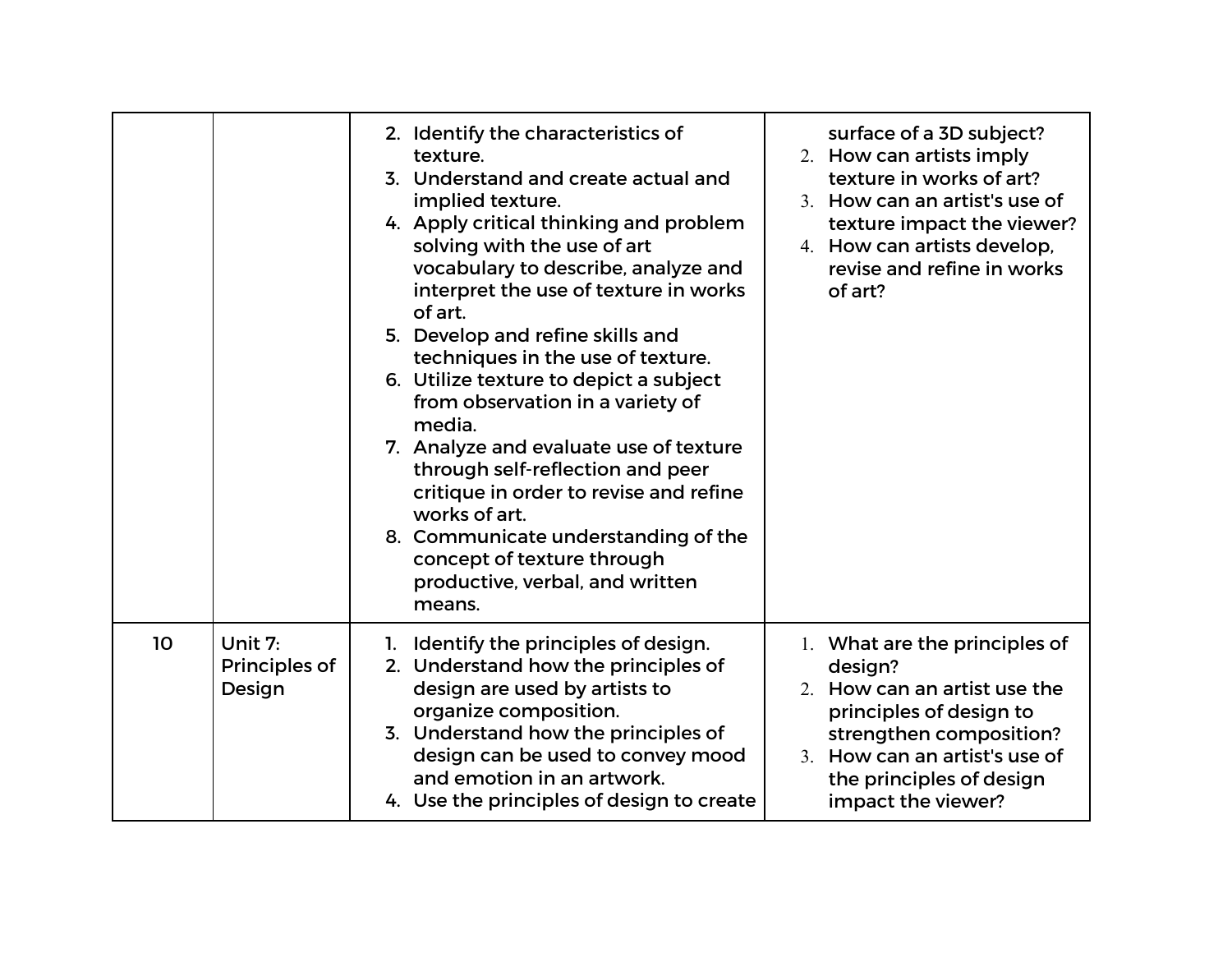| | | | |
|---|---|---|---|
| | | 2. Identify the characteristics of texture.<br>3. Understand and create actual and implied texture.<br>4. Apply critical thinking and problem solving with the use of art vocabulary to describe, analyze and interpret the use of texture in works of art.<br>5. Develop and refine skills and techniques in the use of texture.<br>6. Utilize texture to depict a subject from observation in a variety of media.<br>7. Analyze and evaluate use of texture through self-reflection and peer critique in order to revise and refine works of art.<br>8. Communicate understanding of the concept of texture through productive, verbal, and written means. | surface of a 3D subject?<br>2. How can artists imply texture in works of art?<br>3. How can an artist's use of texture impact the viewer?<br>4. How can artists develop, revise and refine in works of art? |
| 10 | Unit 7: Principles of Design | 1. Identify the principles of design.<br>2. Understand how the principles of design are used by artists to organize composition.<br>3. Understand how the principles of design can be used to convey mood and emotion in an artwork.<br>4. Use the principles of design to create | 1. What are the principles of design?<br>2. How can an artist use the principles of design to strengthen composition?<br>3. How can an artist's use of the principles of design impact the viewer? |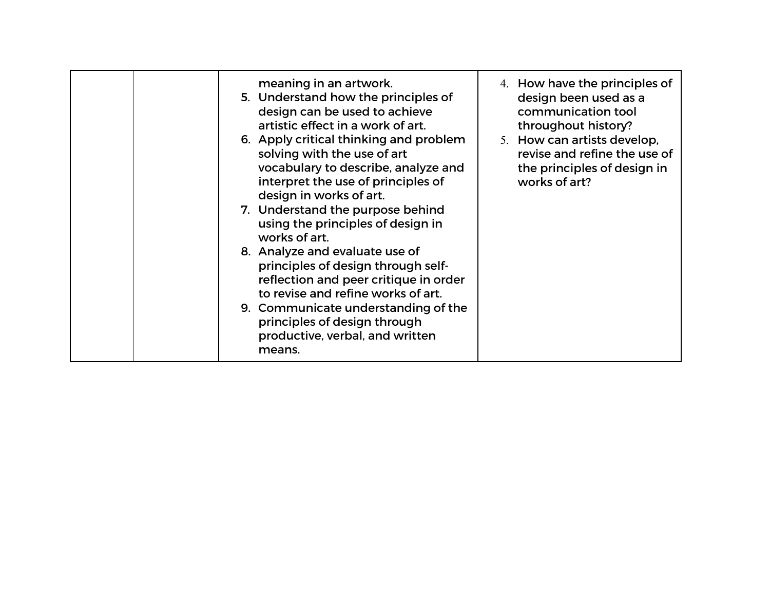| | | | |
|---|---|---|---|
| | | meaning in an artwork.<br>5. Understand how the principles of design can be used to achieve artistic effect in a work of art.<br>6. Apply critical thinking and problem solving with the use of art vocabulary to describe, analyze and interpret the use of principles of design in works of art.<br>7. Understand the purpose behind using the principles of design in works of art.<br>8. Analyze and evaluate use of principles of design through self-reflection and peer critique in order to revise and refine works of art.<br>9. Communicate understanding of the principles of design through productive, verbal, and written means. | 4. How have the principles of design been used as a communication tool throughout history?<br>5. How can artists develop, revise and refine the use of the principles of design in works of art? |